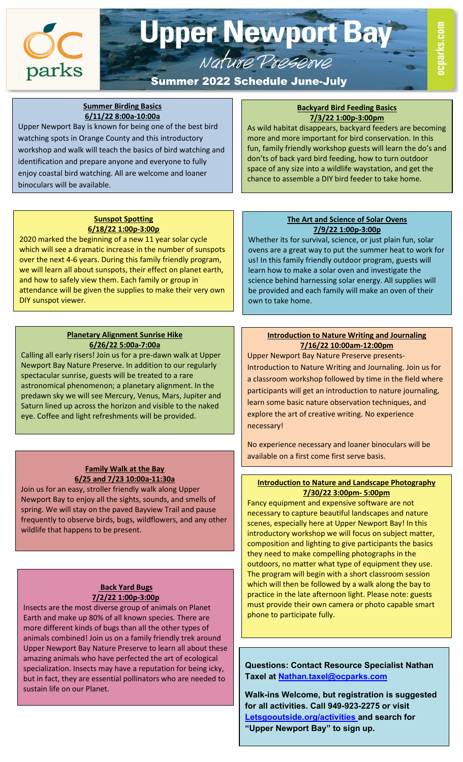# Upper Newport Bay

*Nature Preserve*

**Summer 2022 Schedule June-July**

ocparks.com

### Summer Birding Basics
**6/11/22 8:00a-10:00a**

Upper Newport Bay is known for being one of the best bird watching spots in Orange County and this introductory workshop and walk will teach the basics of bird watching and identification and prepare anyone and everyone to fully enjoy coastal bird watching. All are welcome and loaner binoculars will be available.

### Sunspot Spotting
**6/18/22 1:00p-3:00p**

2020 marked the beginning of a new 11 year solar cycle which will see a dramatic increase in the number of sunspots over the next 4-6 years. During this family friendly program, we will learn all about sunspots, their effect on planet earth, and how to safely view them. Each family or group in attendance will be given the supplies to make their very own DIY sunspot viewer.

### Planetary Alignment Sunrise Hike
**6/26/22 5:00a-7:00a**

Calling all early risers! Join us for a pre-dawn walk at Upper Newport Bay Nature Preserve. In addition to our regularly spectacular sunrise, guests will be treated to a rare astronomical phenomenon; a planetary alignment. In the predawn sky we will see Mercury, Venus, Mars, Jupiter and Saturn lined up across the horizon and visible to the naked eye. Coffee and light refreshments will be provided.

### Family Walk at the Bay
**6/25 and 7/23 10:00a-11:30a**

Join us for an easy, stroller friendly walk along Upper Newport Bay to enjoy all the sights, sounds, and smells of spring. We will stay on the paved Bayview Trail and pause frequently to observe birds, bugs, wildflowers, and any other wildlife that happens to be present.

### Back Yard Bugs
**7/2/22 1:00p-3:00p**

Insects are the most diverse group of animals on Planet Earth and make up 80% of all known species. There are more different kinds of bugs than all the other types of animals combined! Join us on a family friendly trek around Upper Newport Bay Nature Preserve to learn all about these amazing animals who have perfected the art of ecological specialization. Insects may have a reputation for being icky, but in fact, they are essential pollinators who are needed to sustain life on our Planet.

### Backyard Bird Feeding Basics
**7/3/22 1:00p-3:00pm**

As wild habitat disappears, backyard feeders are becoming more and more important for bird conservation. In this fun, family friendly workshop guests will learn the do's and don'ts of back yard bird feeding, how to turn outdoor space of any size into a wildlife waystation, and get the chance to assemble a DIY bird feeder to take home.

### The Art and Science of Solar Ovens
**7/9/22 1:00p-3:00p**

Whether its for survival, science, or just plain fun, solar ovens are a great way to put the summer heat to work for us! In this family friendly outdoor program, guests will learn how to make a solar oven and investigate the science behind harnessing solar energy. All supplies will be provided and each family will make an oven of their own to take home.

### Introduction to Nature Writing and Journaling
**7/16/22 10:00am-12:00pm**

Upper Newport Bay Nature Preserve presents- Introduction to Nature Writing and Journaling. Join us for a classroom workshop followed by time in the field where participants will get an introduction to nature journaling, learn some basic nature observation techniques, and explore the art of creative writing. No experience necessary!

No experience necessary and loaner binoculars will be available on a first come first serve basis.

### Introduction to Nature and Landscape Photography
**7/30/22 3:00pm- 5:00pm**

Fancy equipment and expensive software are not necessary to capture beautiful landscapes and nature scenes, especially here at Upper Newport Bay! In this introductory workshop we will focus on subject matter, composition and lighting to give participants the basics they need to make compelling photographs in the outdoors, no matter what type of equipment they use. The program will begin with a short classroom session which will then be followed by a walk along the bay to practice in the late afternoon light. Please note: guests must provide their own camera or photo capable smart phone to participate fully.

**Questions: Contact Resource Specialist Nathan Taxel at Nathan.taxel@ocparks.com**

**Walk-ins Welcome, but registration is suggested for all activities. Call 949-923-2275 or visit Letsgooutside.org/activities and search for "Upper Newport Bay" to sign up.**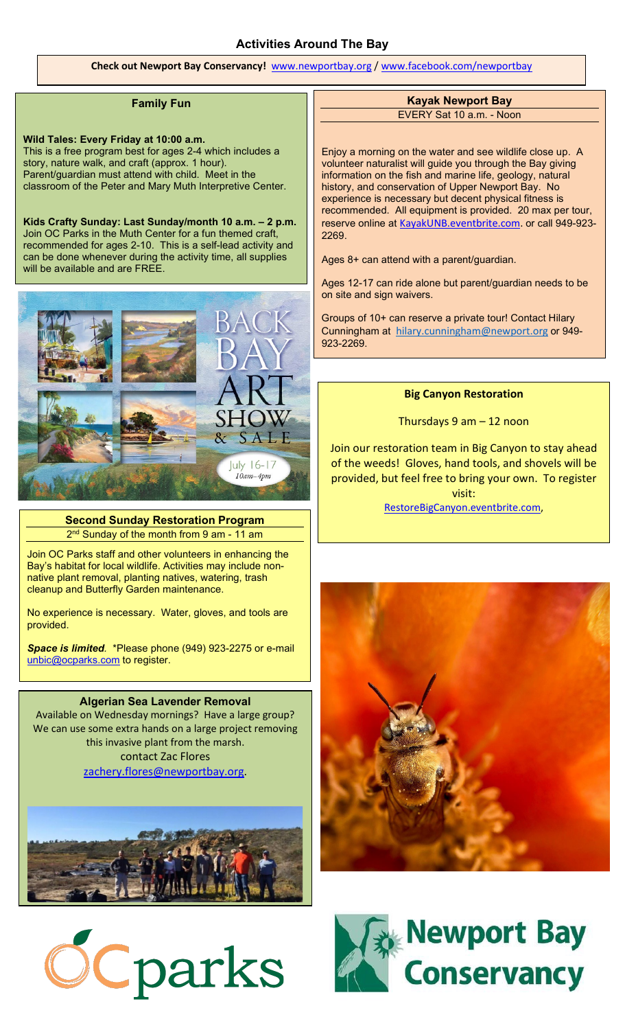# Activities Around The Bay

**Check out Newport Bay Conservancy!** www.newportbay.org / www.facebook.com/newportbay

## Family Fun

**Wild Tales: Every Friday at 10:00 a.m.**
This is a free program best for ages 2-4 which includes a story, nature walk, and craft (approx. 1 hour). Parent/guardian must attend with child. Meet in the classroom of the Peter and Mary Muth Interpretive Center.

**Kids Crafty Sunday: Last Sunday/month 10 a.m. – 2 p.m.**
Join OC Parks in the Muth Center for a fun themed craft, recommended for ages 2-10. This is a self-lead activity and can be done whenever during the activity time, all supplies will be available and are FREE.

BACK BAY ART SHOW & SALE
July 16-17
10am–4pm

## Second Sunday Restoration Program

2nd Sunday of the month from 9 am - 11 am

Join OC Parks staff and other volunteers in enhancing the Bay's habitat for local wildlife. Activities may include non-native plant removal, planting natives, watering, trash cleanup and Butterfly Garden maintenance.

No experience is necessary. Water, gloves, and tools are provided.

***Space is limited***. *Please phone (949) 923-2275 or e-mail unbic@ocparks.com to register.

## Algerian Sea Lavender Removal

Available on Wednesday mornings? Have a large group? We can use some extra hands on a large project removing this invasive plant from the marsh.
contact Zac Flores
zachery.flores@newportbay.org.

## Kayak Newport Bay

EVERY Sat 10 a.m. - Noon

Enjoy a morning on the water and see wildlife close up. A volunteer naturalist will guide you through the Bay giving information on the fish and marine life, geology, natural history, and conservation of Upper Newport Bay. No experience is necessary but decent physical fitness is recommended. All equipment is provided. 20 max per tour, reserve online at KayakUNB.eventbrite.com. or call 949-923-2269.

Ages 8+ can attend with a parent/guardian.

Ages 12-17 can ride alone but parent/guardian needs to be on site and sign waivers.

Groups of 10+ can reserve a private tour! Contact Hilary Cunningham at hilary.cunningham@newport.org or 949-923-2269.

## Big Canyon Restoration

Thursdays 9 am – 12 noon

Join our restoration team in Big Canyon to stay ahead of the weeds! Gloves, hand tools, and shovels will be provided, but feel free to bring your own. To register visit:
RestoreBigCanyon.eventbrite.com,

OC parks

Newport Bay Conservancy